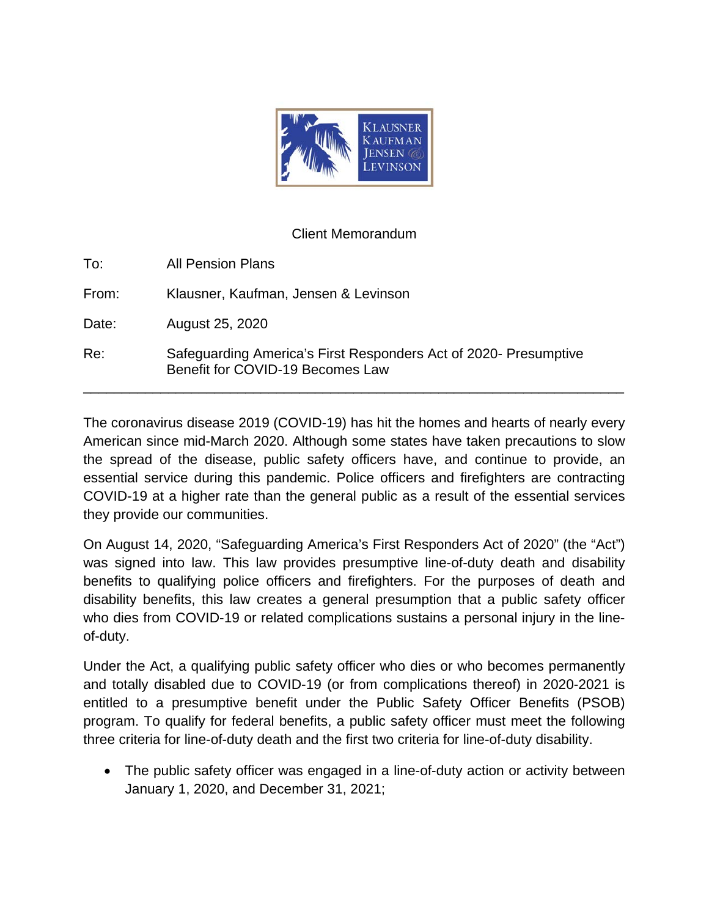Client Memorandum

To: All Pension Plans

From: Klausner, Kaufman, Jensen & Levinson

Date: August 25, 2020

Re: Safeguarding America's First Responders Act of 2020- Presumptive Benefit for COVID-19 Becomes Law

---

The coronavirus disease 2019 (COVID-19) has hit the homes and hearts of nearly every American since mid-March 2020. Although some states have taken precautions to slow the spread of the disease, public safety officers have, and continue to provide, an essential service during this pandemic. Police officers and firefighters are contracting COVID-19 at a higher rate than the general public as a result of the essential services they provide our communities.

On August 14, 2020, "Safeguarding America's First Responders Act of 2020" (the "Act") was signed into law. This law provides presumptive line-of-duty death and disability benefits to qualifying police officers and firefighters. For the purposes of death and disability benefits, this law creates a general presumption that a public safety officer who dies from COVID-19 or related complications sustains a personal injury in the line-of-duty.

Under the Act, a qualifying public safety officer who dies or who becomes permanently and totally disabled due to COVID-19 (or from complications thereof) in 2020-2021 is entitled to a presumptive benefit under the Public Safety Officer Benefits (PSOB) program. To qualify for federal benefits, a public safety officer must meet the following three criteria for line-of-duty death and the first two criteria for line-of-duty disability.

- The public safety officer was engaged in a line-of-duty action or activity between January 1, 2020, and December 31, 2021;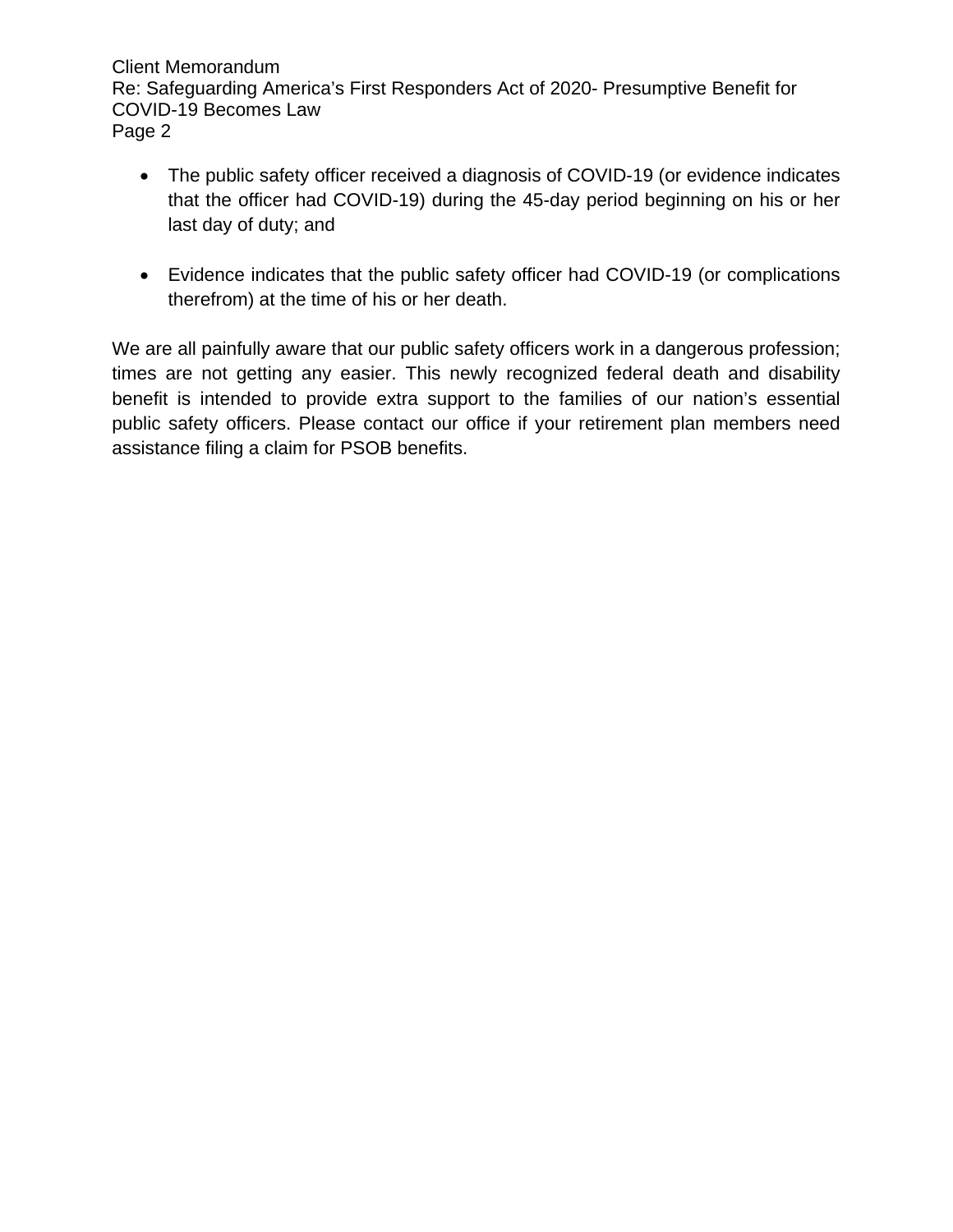- The public safety officer received a diagnosis of COVID-19 (or evidence indicates that the officer had COVID-19) during the 45-day period beginning on his or her last day of duty; and

- Evidence indicates that the public safety officer had COVID-19 (or complications therefrom) at the time of his or her death.

We are all painfully aware that our public safety officers work in a dangerous profession; times are not getting any easier. This newly recognized federal death and disability benefit is intended to provide extra support to the families of our nation's essential public safety officers. Please contact our office if your retirement plan members need assistance filing a claim for PSOB benefits.